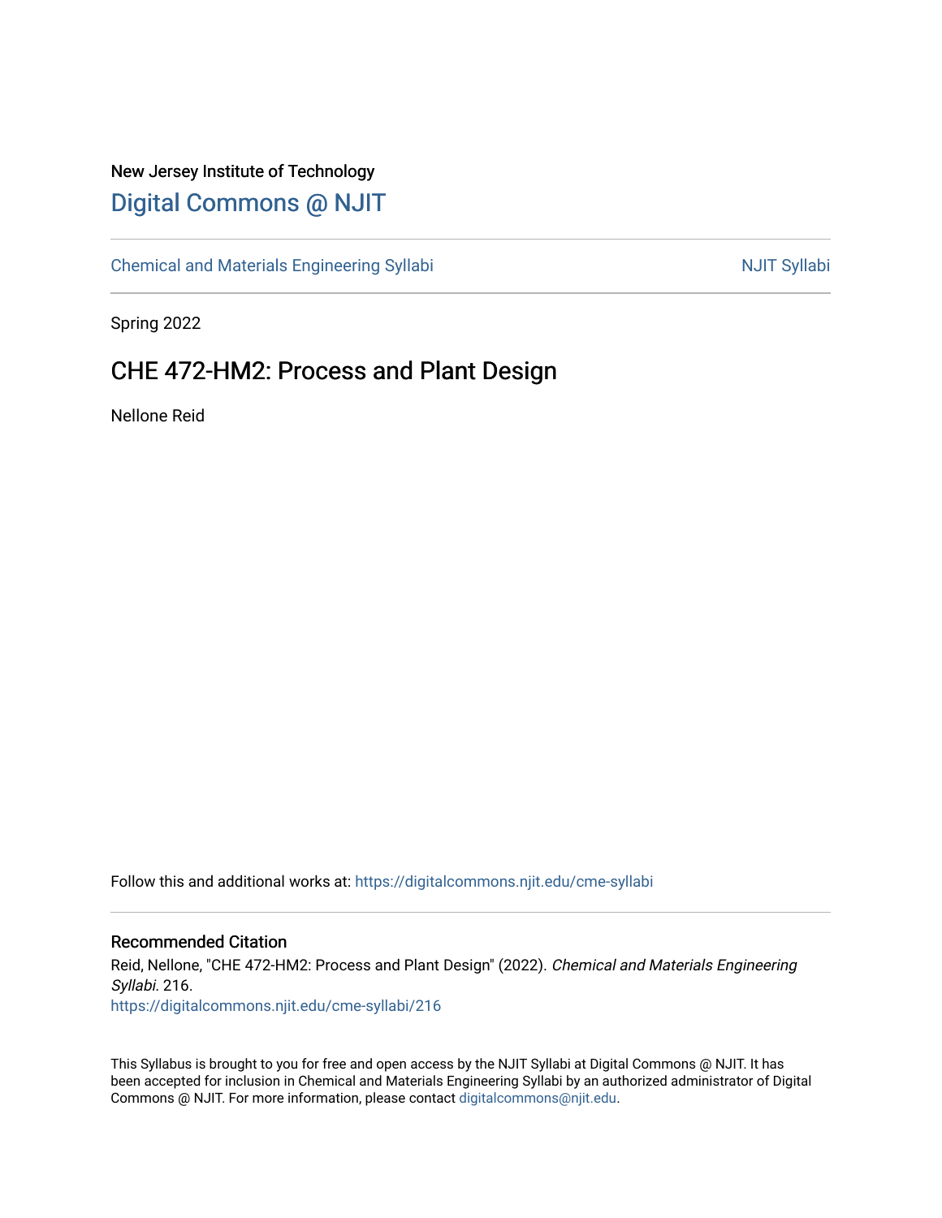New Jersey Institute of Technology

# Digital Commons @ NJIT

Chemical and Materials Engineering Syllabi | NJIT Syllabi

Spring 2022

## CHE 472-HM2: Process and Plant Design

Nellone Reid

Follow this and additional works at: https://digitalcommons.njit.edu/cme-syllabi

### Recommended Citation

Reid, Nellone, "CHE 472-HM2: Process and Plant Design" (2022). *Chemical and Materials Engineering Syllabi*. 216.
https://digitalcommons.njit.edu/cme-syllabi/216

This Syllabus is brought to you for free and open access by the NJIT Syllabi at Digital Commons @ NJIT. It has been accepted for inclusion in Chemical and Materials Engineering Syllabi by an authorized administrator of Digital Commons @ NJIT. For more information, please contact digitalcommons@njit.edu.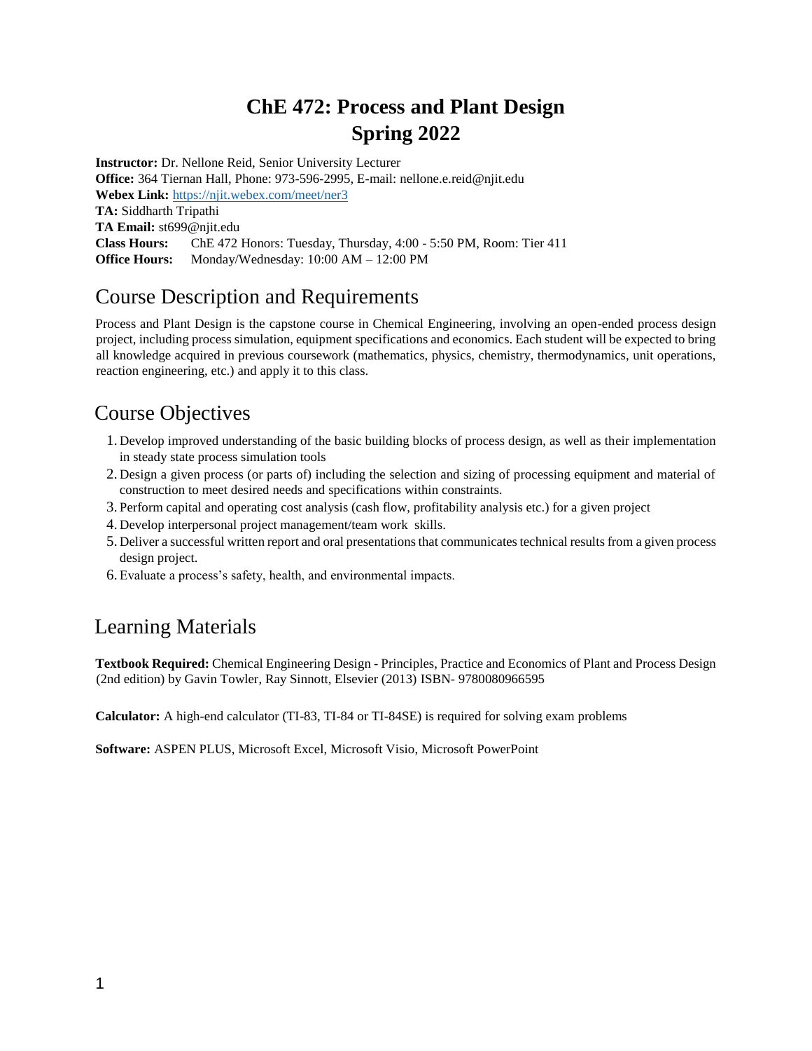# ChE 472: Process and Plant Design
# Spring 2022

**Instructor:** Dr. Nellone Reid, Senior University Lecturer
**Office:** 364 Tiernan Hall, Phone: 973-596-2995, E-mail: nellone.e.reid@njit.edu
**Webex Link:** https://njit.webex.com/meet/ner3
**TA:** Siddharth Tripathi
**TA Email:** st699@njit.edu
**Class Hours:** ChE 472 Honors: Tuesday, Thursday, 4:00 - 5:50 PM, Room: Tier 411
**Office Hours:** Monday/Wednesday: 10:00 AM – 12:00 PM

## Course Description and Requirements

Process and Plant Design is the capstone course in Chemical Engineering, involving an open-ended process design project, including process simulation, equipment specifications and economics. Each student will be expected to bring all knowledge acquired in previous coursework (mathematics, physics, chemistry, thermodynamics, unit operations, reaction engineering, etc.) and apply it to this class.

## Course Objectives

1. Develop improved understanding of the basic building blocks of process design, as well as their implementation in steady state process simulation tools
2. Design a given process (or parts of) including the selection and sizing of processing equipment and material of construction to meet desired needs and specifications within constraints.
3. Perform capital and operating cost analysis (cash flow, profitability analysis etc.) for a given project
4. Develop interpersonal project management/team work skills.
5. Deliver a successful written report and oral presentations that communicates technical results from a given process design project.
6. Evaluate a process's safety, health, and environmental impacts.

## Learning Materials

**Textbook Required:** Chemical Engineering Design - Principles, Practice and Economics of Plant and Process Design (2nd edition) by Gavin Towler, Ray Sinnott, Elsevier (2013) ISBN- 9780080966595

**Calculator:** A high-end calculator (TI-83, TI-84 or TI-84SE) is required for solving exam problems

**Software:** ASPEN PLUS, Microsoft Excel, Microsoft Visio, Microsoft PowerPoint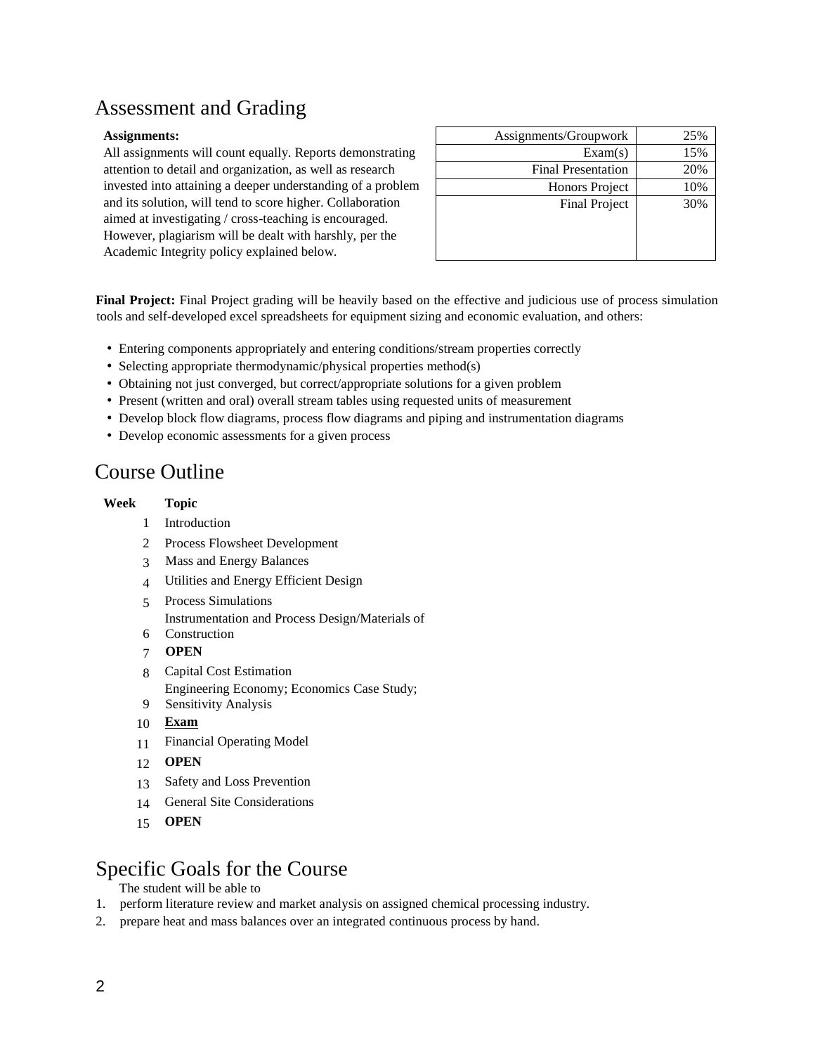## Assessment and Grading

**Assignments:**

All assignments will count equally. Reports demonstrating attention to detail and organization, as well as research invested into attaining a deeper understanding of a problem and its solution, will tend to score higher. Collaboration aimed at investigating / cross-teaching is encouraged. However, plagiarism will be dealt with harshly, per the Academic Integrity policy explained below.

| | |
|---:|---:|
| Assignments/Groupwork | 25% |
| Exam(s) | 15% |
| Final Presentation | 20% |
| Honors Project | 10% |
| Final Project | 30% |

**Final Project:** Final Project grading will be heavily based on the effective and judicious use of process simulation tools and self-developed excel spreadsheets for equipment sizing and economic evaluation, and others:

- Entering components appropriately and entering conditions/stream properties correctly
- Selecting appropriate thermodynamic/physical properties method(s)
- Obtaining not just converged, but correct/appropriate solutions for a given problem
- Present (written and oral) overall stream tables using requested units of measurement
- Develop block flow diagrams, process flow diagrams and piping and instrumentation diagrams
- Develop economic assessments for a given process

## Course Outline

| Week | Topic |
|---:|---|
| 1 | Introduction |
| 2 | Process Flowsheet Development |
| 3 | Mass and Energy Balances |
| 4 | Utilities and Energy Efficient Design |
| 5 | Process Simulations |
| 6 | Instrumentation and Process Design/Materials of Construction |
| 7 | **OPEN** |
| 8 | Capital Cost Estimation |
| 9 | Engineering Economy; Economics Case Study; Sensitivity Analysis |
| 10 | **Exam** |
| 11 | Financial Operating Model |
| 12 | **OPEN** |
| 13 | Safety and Loss Prevention |
| 14 | General Site Considerations |
| 15 | **OPEN** |

## Specific Goals for the Course

The student will be able to

1. perform literature review and market analysis on assigned chemical processing industry.
2. prepare heat and mass balances over an integrated continuous process by hand.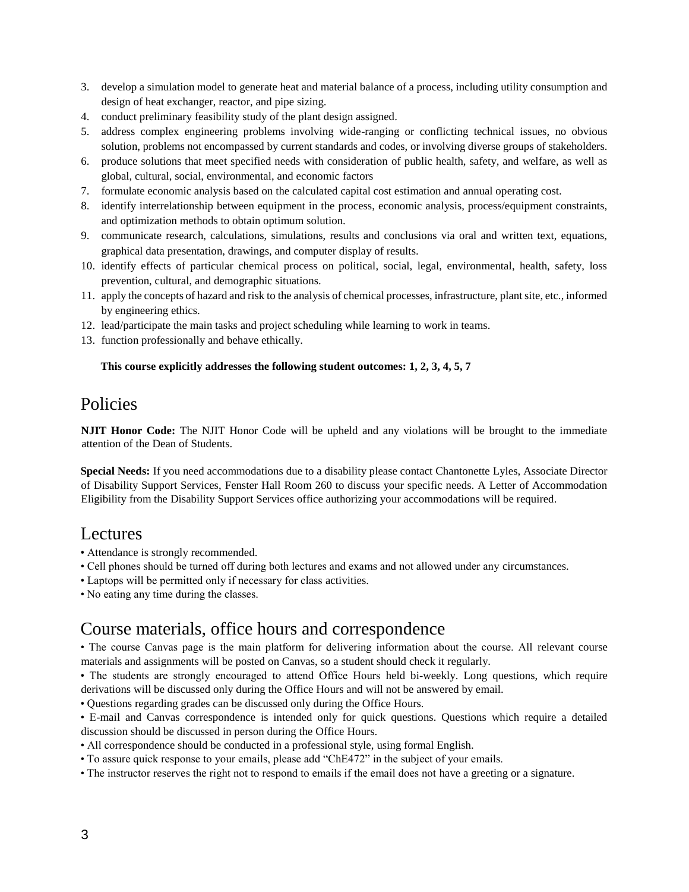3. develop a simulation model to generate heat and material balance of a process, including utility consumption and design of heat exchanger, reactor, and pipe sizing.
4. conduct preliminary feasibility study of the plant design assigned.
5. address complex engineering problems involving wide-ranging or conflicting technical issues, no obvious solution, problems not encompassed by current standards and codes, or involving diverse groups of stakeholders.
6. produce solutions that meet specified needs with consideration of public health, safety, and welfare, as well as global, cultural, social, environmental, and economic factors
7. formulate economic analysis based on the calculated capital cost estimation and annual operating cost.
8. identify interrelationship between equipment in the process, economic analysis, process/equipment constraints, and optimization methods to obtain optimum solution.
9. communicate research, calculations, simulations, results and conclusions via oral and written text, equations, graphical data presentation, drawings, and computer display of results.
10. identify effects of particular chemical process on political, social, legal, environmental, health, safety, loss prevention, cultural, and demographic situations.
11. apply the concepts of hazard and risk to the analysis of chemical processes, infrastructure, plant site, etc., informed by engineering ethics.
12. lead/participate the main tasks and project scheduling while learning to work in teams.
13. function professionally and behave ethically.

**This course explicitly addresses the following student outcomes: 1, 2, 3, 4, 5, 7**

## Policies

**NJIT Honor Code:** The NJIT Honor Code will be upheld and any violations will be brought to the immediate attention of the Dean of Students.

**Special Needs:** If you need accommodations due to a disability please contact Chantonette Lyles, Associate Director of Disability Support Services, Fenster Hall Room 260 to discuss your specific needs. A Letter of Accommodation Eligibility from the Disability Support Services office authorizing your accommodations will be required.

## Lectures

- Attendance is strongly recommended.
- Cell phones should be turned off during both lectures and exams and not allowed under any circumstances.
- Laptops will be permitted only if necessary for class activities.
- No eating any time during the classes.

## Course materials, office hours and correspondence

- The course Canvas page is the main platform for delivering information about the course. All relevant course materials and assignments will be posted on Canvas, so a student should check it regularly.
- The students are strongly encouraged to attend Office Hours held bi-weekly. Long questions, which require derivations will be discussed only during the Office Hours and will not be answered by email.
- Questions regarding grades can be discussed only during the Office Hours.
- E-mail and Canvas correspondence is intended only for quick questions. Questions which require a detailed discussion should be discussed in person during the Office Hours.
- All correspondence should be conducted in a professional style, using formal English.
- To assure quick response to your emails, please add "ChE472" in the subject of your emails.
- The instructor reserves the right not to respond to emails if the email does not have a greeting or a signature.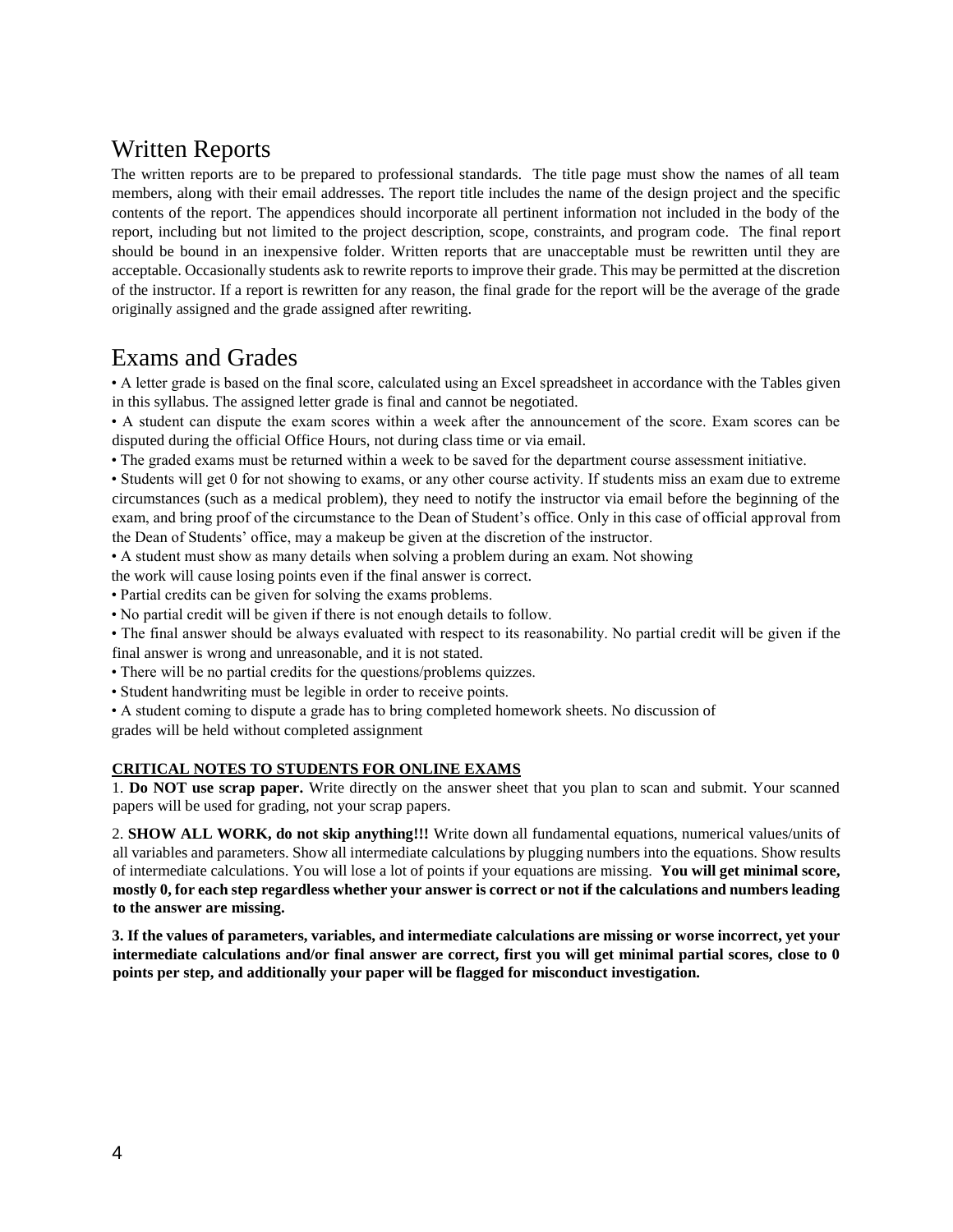## Written Reports

The written reports are to be prepared to professional standards. The title page must show the names of all team members, along with their email addresses. The report title includes the name of the design project and the specific contents of the report. The appendices should incorporate all pertinent information not included in the body of the report, including but not limited to the project description, scope, constraints, and program code. The final report should be bound in an inexpensive folder. Written reports that are unacceptable must be rewritten until they are acceptable. Occasionally students ask to rewrite reports to improve their grade. This may be permitted at the discretion of the instructor. If a report is rewritten for any reason, the final grade for the report will be the average of the grade originally assigned and the grade assigned after rewriting.

## Exams and Grades

• A letter grade is based on the final score, calculated using an Excel spreadsheet in accordance with the Tables given in this syllabus. The assigned letter grade is final and cannot be negotiated.

• A student can dispute the exam scores within a week after the announcement of the score. Exam scores can be disputed during the official Office Hours, not during class time or via email.

• The graded exams must be returned within a week to be saved for the department course assessment initiative.

• Students will get 0 for not showing to exams, or any other course activity. If students miss an exam due to extreme circumstances (such as a medical problem), they need to notify the instructor via email before the beginning of the exam, and bring proof of the circumstance to the Dean of Student's office. Only in this case of official approval from the Dean of Students' office, may a makeup be given at the discretion of the instructor.

• A student must show as many details when solving a problem during an exam. Not showing the work will cause losing points even if the final answer is correct.

• Partial credits can be given for solving the exams problems.

• No partial credit will be given if there is not enough details to follow.

• The final answer should be always evaluated with respect to its reasonability. No partial credit will be given if the final answer is wrong and unreasonable, and it is not stated.

• There will be no partial credits for the questions/problems quizzes.

• Student handwriting must be legible in order to receive points.

• A student coming to dispute a grade has to bring completed homework sheets. No discussion of grades will be held without completed assignment

**CRITICAL NOTES TO STUDENTS FOR ONLINE EXAMS**

1. **Do NOT use scrap paper.** Write directly on the answer sheet that you plan to scan and submit. Your scanned papers will be used for grading, not your scrap papers.

2. **SHOW ALL WORK, do not skip anything!!!** Write down all fundamental equations, numerical values/units of all variables and parameters. Show all intermediate calculations by plugging numbers into the equations. Show results of intermediate calculations. You will lose a lot of points if your equations are missing. **You will get minimal score, mostly 0, for each step regardless whether your answer is correct or not if the calculations and numbers leading to the answer are missing.**

**3. If the values of parameters, variables, and intermediate calculations are missing or worse incorrect, yet your intermediate calculations and/or final answer are correct, first you will get minimal partial scores, close to 0 points per step, and additionally your paper will be flagged for misconduct investigation.**